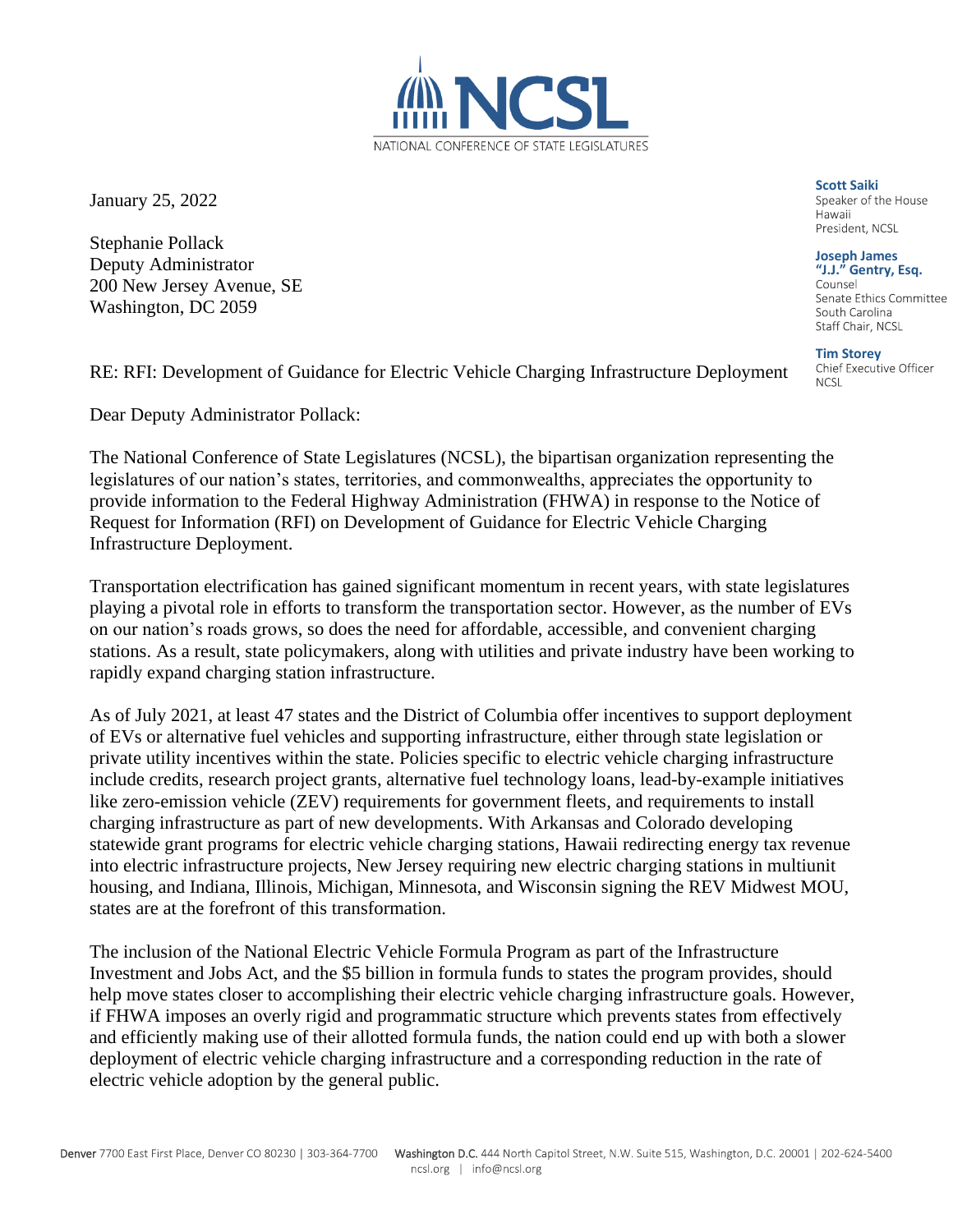NCSL

NATIONAL CONFERENCE OF STATE LEGISLATURES

**Scott Saiki**
Speaker of the House
Hawaii
President, NCSL

**Joseph James "J.J." Gentry, Esq.**
Counsel
Senate Ethics Committee
South Carolina
Staff Chair, NCSL

**Tim Storey**
Chief Executive Officer
NCSL

January 25, 2022

Stephanie Pollack
Deputy Administrator
200 New Jersey Avenue, SE
Washington, DC 2059

RE: RFI: Development of Guidance for Electric Vehicle Charging Infrastructure Deployment

Dear Deputy Administrator Pollack:

The National Conference of State Legislatures (NCSL), the bipartisan organization representing the legislatures of our nation's states, territories, and commonwealths, appreciates the opportunity to provide information to the Federal Highway Administration (FHWA) in response to the Notice of Request for Information (RFI) on Development of Guidance for Electric Vehicle Charging Infrastructure Deployment.

Transportation electrification has gained significant momentum in recent years, with state legislatures playing a pivotal role in efforts to transform the transportation sector. However, as the number of EVs on our nation's roads grows, so does the need for affordable, accessible, and convenient charging stations. As a result, state policymakers, along with utilities and private industry have been working to rapidly expand charging station infrastructure.

As of July 2021, at least 47 states and the District of Columbia offer incentives to support deployment of EVs or alternative fuel vehicles and supporting infrastructure, either through state legislation or private utility incentives within the state. Policies specific to electric vehicle charging infrastructure include credits, research project grants, alternative fuel technology loans, lead-by-example initiatives like zero-emission vehicle (ZEV) requirements for government fleets, and requirements to install charging infrastructure as part of new developments. With Arkansas and Colorado developing statewide grant programs for electric vehicle charging stations, Hawaii redirecting energy tax revenue into electric infrastructure projects, New Jersey requiring new electric charging stations in multiunit housing, and Indiana, Illinois, Michigan, Minnesota, and Wisconsin signing the REV Midwest MOU, states are at the forefront of this transformation.

The inclusion of the National Electric Vehicle Formula Program as part of the Infrastructure Investment and Jobs Act, and the $5 billion in formula funds to states the program provides, should help move states closer to accomplishing their electric vehicle charging infrastructure goals. However, if FHWA imposes an overly rigid and programmatic structure which prevents states from effectively and efficiently making use of their allotted formula funds, the nation could end up with both a slower deployment of electric vehicle charging infrastructure and a corresponding reduction in the rate of electric vehicle adoption by the general public.

**Denver** 7700 East First Place, Denver CO 80230 | 303-364-7700 **Washington D.C.** 444 North Capitol Street, N.W. Suite 515, Washington, D.C. 20001 | 202-624-5400
ncsl.org | info@ncsl.org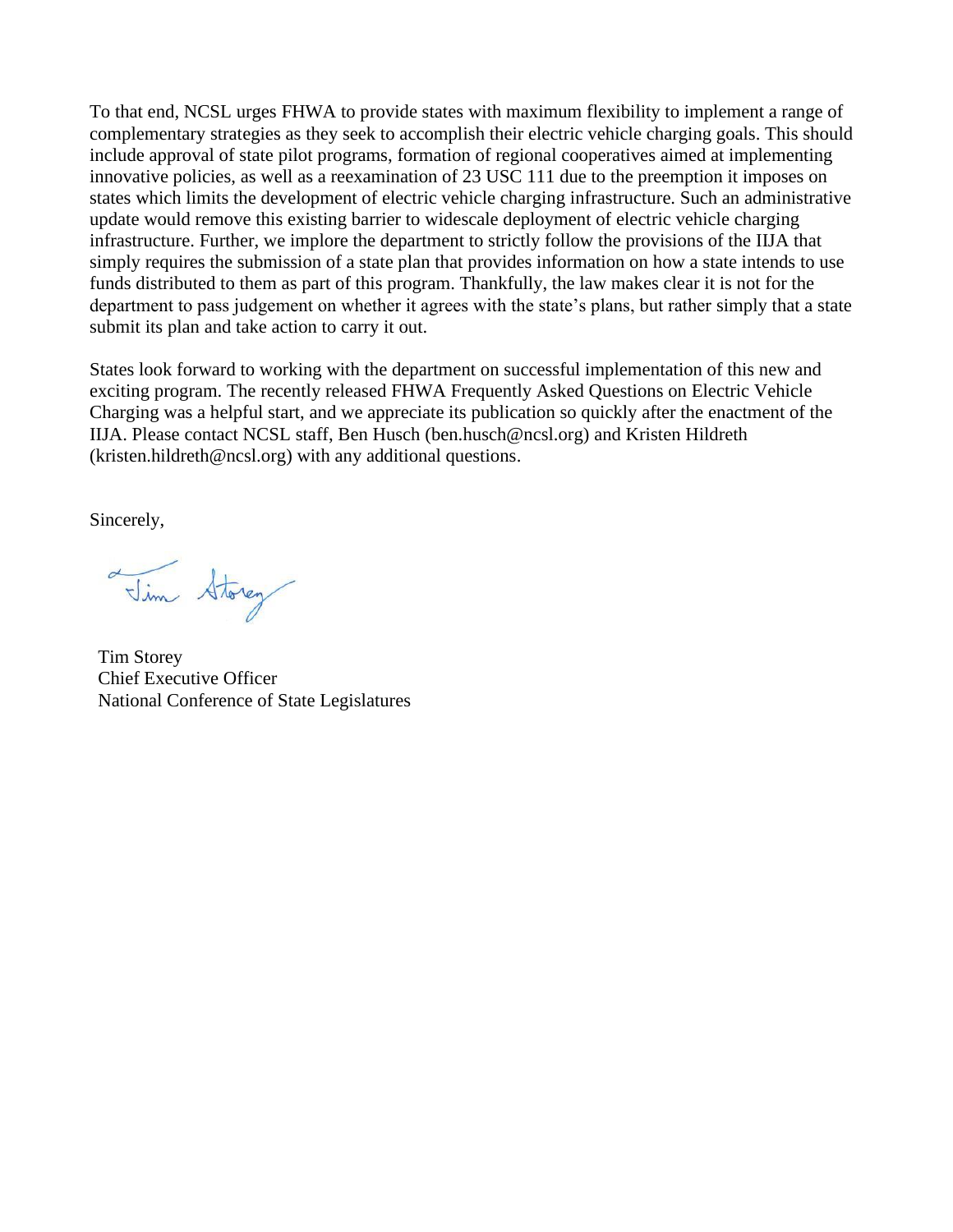To that end, NCSL urges FHWA to provide states with maximum flexibility to implement a range of complementary strategies as they seek to accomplish their electric vehicle charging goals. This should include approval of state pilot programs, formation of regional cooperatives aimed at implementing innovative policies, as well as a reexamination of 23 USC 111 due to the preemption it imposes on states which limits the development of electric vehicle charging infrastructure. Such an administrative update would remove this existing barrier to widescale deployment of electric vehicle charging infrastructure. Further, we implore the department to strictly follow the provisions of the IIJA that simply requires the submission of a state plan that provides information on how a state intends to use funds distributed to them as part of this program. Thankfully, the law makes clear it is not for the department to pass judgement on whether it agrees with the state's plans, but rather simply that a state submit its plan and take action to carry it out.

States look forward to working with the department on successful implementation of this new and exciting program. The recently released FHWA Frequently Asked Questions on Electric Vehicle Charging was a helpful start, and we appreciate its publication so quickly after the enactment of the IIJA. Please contact NCSL staff, Ben Husch (ben.husch@ncsl.org) and Kristen Hildreth (kristen.hildreth@ncsl.org) with any additional questions.

Sincerely,

Tim Storey

Tim Storey
Chief Executive Officer
National Conference of State Legislatures